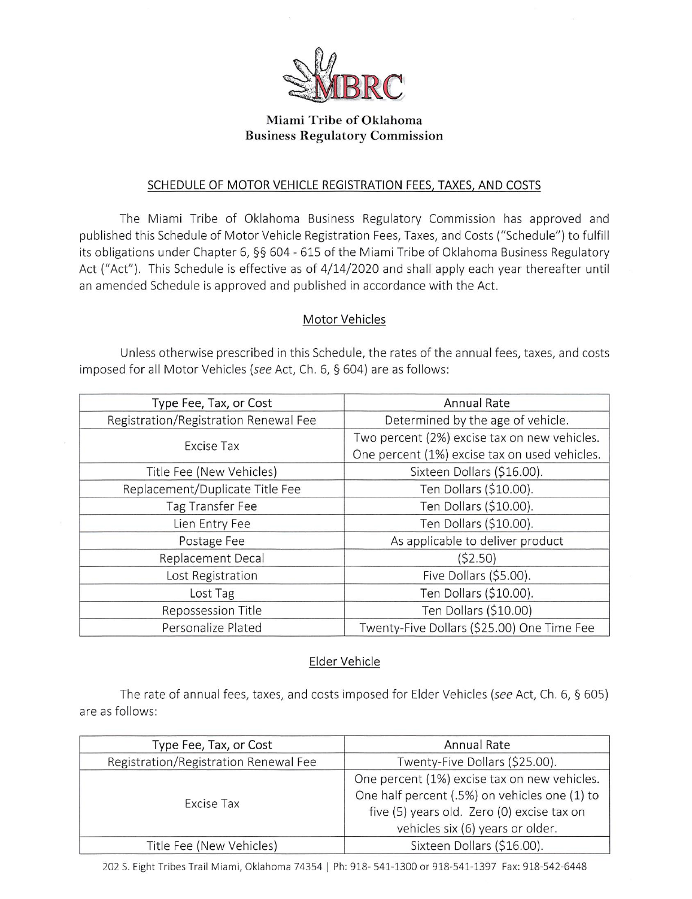MBRC

**Miami Tribe of Oklahoma**
**Business Regulatory Commission**

## SCHEDULE OF MOTOR VEHICLE REGISTRATION FEES, TAXES, AND COSTS

The Miami Tribe of Oklahoma Business Regulatory Commission has approved and published this Schedule of Motor Vehicle Registration Fees, Taxes, and Costs ("Schedule") to fulfill its obligations under Chapter 6, §§ 604 - 615 of the Miami Tribe of Oklahoma Business Regulatory Act ("Act"). This Schedule is effective as of 4/14/2020 and shall apply each year thereafter until an amended Schedule is approved and published in accordance with the Act.

### Motor Vehicles

Unless otherwise prescribed in this Schedule, the rates of the annual fees, taxes, and costs imposed for all Motor Vehicles (*see* Act, Ch. 6, § 604) are as follows:

| Type Fee, Tax, or Cost | Annual Rate |
| --- | --- |
| Registration/Registration Renewal Fee | Determined by the age of vehicle. |
| Excise Tax | Two percent (2%) excise tax on new vehicles. One percent (1%) excise tax on used vehicles. |
| Title Fee (New Vehicles) | Sixteen Dollars ($16.00). |
| Replacement/Duplicate Title Fee | Ten Dollars ($10.00). |
| Tag Transfer Fee | Ten Dollars ($10.00). |
| Lien Entry Fee | Ten Dollars ($10.00). |
| Postage Fee | As applicable to deliver product |
| Replacement Decal | ($2.50) |
| Lost Registration | Five Dollars ($5.00). |
| Lost Tag | Ten Dollars ($10.00). |
| Repossession Title | Ten Dollars ($10.00) |
| Personalize Plated | Twenty-Five Dollars ($25.00) One Time Fee |

### Elder Vehicle

The rate of annual fees, taxes, and costs imposed for Elder Vehicles (*see* Act, Ch. 6, § 605) are as follows:

| Type Fee, Tax, or Cost | Annual Rate |
| --- | --- |
| Registration/Registration Renewal Fee | Twenty-Five Dollars ($25.00). |
| Excise Tax | One percent (1%) excise tax on new vehicles. One half percent (.5%) on vehicles one (1) to five (5) years old. Zero (0) excise tax on vehicles six (6) years or older. |
| Title Fee (New Vehicles) | Sixteen Dollars ($16.00). |

202 S. Eight Tribes Trail Miami, Oklahoma 74354 | Ph: 918- 541-1300 or 918-541-1397 Fax: 918-542-6448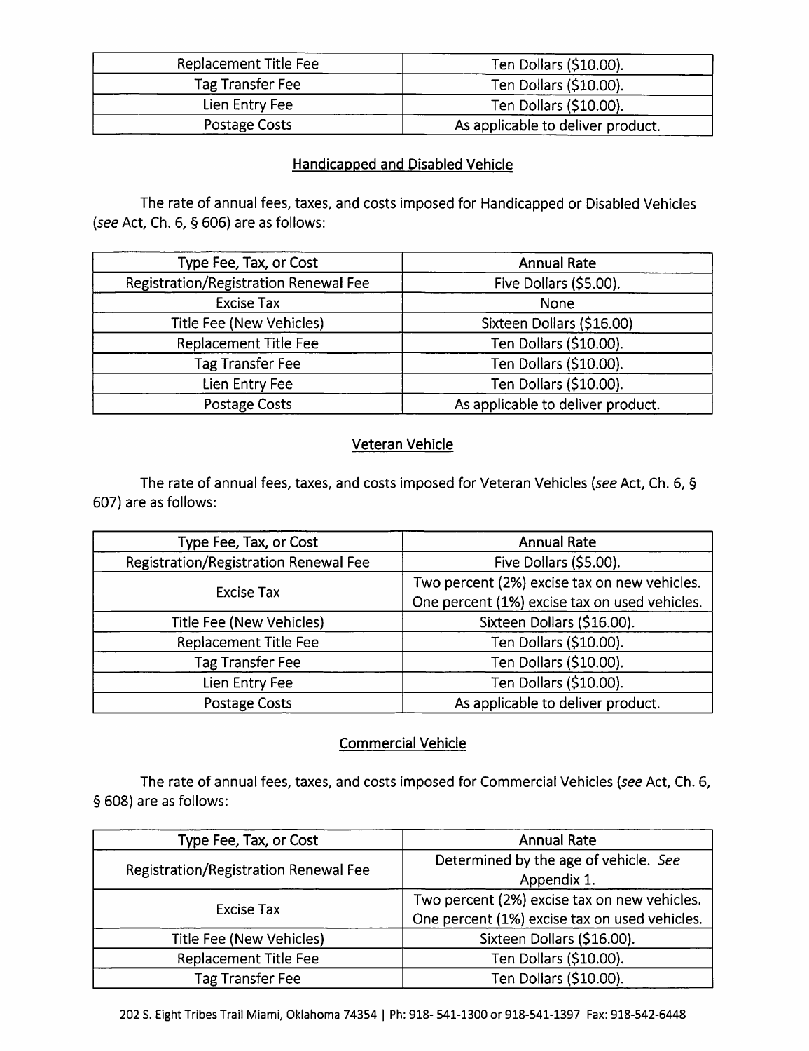| Replacement Title Fee | Ten Dollars ($10.00). |
|---|---|
| Tag Transfer Fee | Ten Dollars ($10.00). |
| Lien Entry Fee | Ten Dollars ($10.00). |
| Postage Costs | As applicable to deliver product. |

### Handicapped and Disabled Vehicle

The rate of annual fees, taxes, and costs imposed for Handicapped or Disabled Vehicles (*see* Act, Ch. 6, § 606) are as follows:

| Type Fee, Tax, or Cost | Annual Rate |
|---|---|
| Registration/Registration Renewal Fee | Five Dollars ($5.00). |
| Excise Tax | None |
| Title Fee (New Vehicles) | Sixteen Dollars ($16.00) |
| Replacement Title Fee | Ten Dollars ($10.00). |
| Tag Transfer Fee | Ten Dollars ($10.00). |
| Lien Entry Fee | Ten Dollars ($10.00). |
| Postage Costs | As applicable to deliver product. |

### Veteran Vehicle

The rate of annual fees, taxes, and costs imposed for Veteran Vehicles (*see* Act, Ch. 6, § 607) are as follows:

| Type Fee, Tax, or Cost | Annual Rate |
|---|---|
| Registration/Registration Renewal Fee | Five Dollars ($5.00). |
| Excise Tax | Two percent (2%) excise tax on new vehicles. One percent (1%) excise tax on used vehicles. |
| Title Fee (New Vehicles) | Sixteen Dollars ($16.00). |
| Replacement Title Fee | Ten Dollars ($10.00). |
| Tag Transfer Fee | Ten Dollars ($10.00). |
| Lien Entry Fee | Ten Dollars ($10.00). |
| Postage Costs | As applicable to deliver product. |

### Commercial Vehicle

The rate of annual fees, taxes, and costs imposed for Commercial Vehicles (*see* Act, Ch. 6, § 608) are as follows:

| Type Fee, Tax, or Cost | Annual Rate |
|---|---|
| Registration/Registration Renewal Fee | Determined by the age of vehicle. *See* Appendix 1. |
| Excise Tax | Two percent (2%) excise tax on new vehicles. One percent (1%) excise tax on used vehicles. |
| Title Fee (New Vehicles) | Sixteen Dollars ($16.00). |
| Replacement Title Fee | Ten Dollars ($10.00). |
| Tag Transfer Fee | Ten Dollars ($10.00). |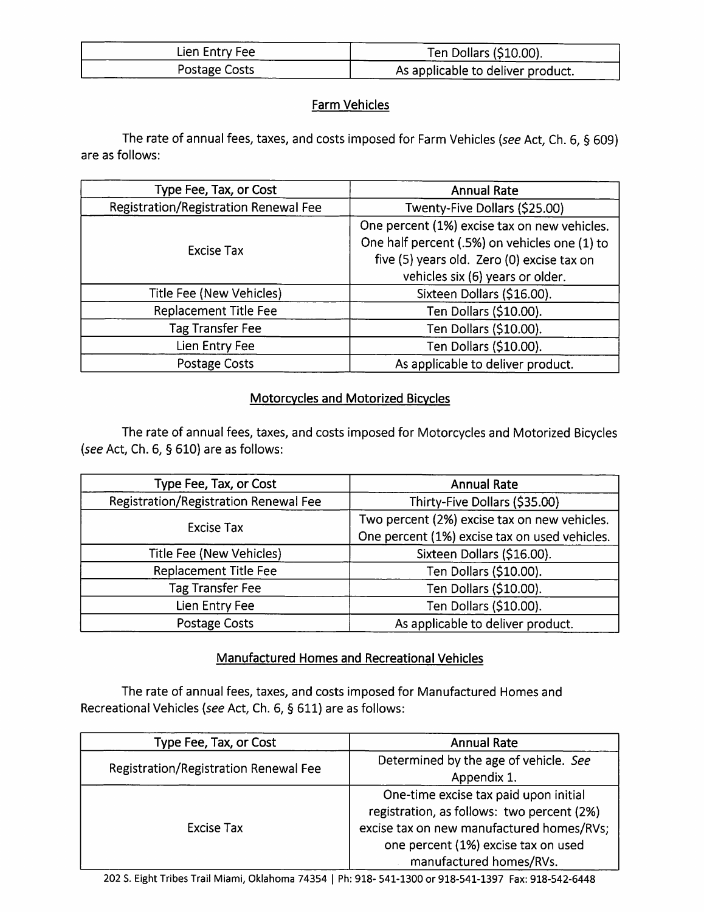| Lien Entry Fee | Ten Dollars ($10.00). |
| --- | --- |
| Postage Costs | As applicable to deliver product. |

## Farm Vehicles

The rate of annual fees, taxes, and costs imposed for Farm Vehicles (*see* Act, Ch. 6, § 609) are as follows:

| Type Fee, Tax, or Cost | Annual Rate |
| --- | --- |
| Registration/Registration Renewal Fee | Twenty-Five Dollars ($25.00) |
| Excise Tax | One percent (1%) excise tax on new vehicles. One half percent (.5%) on vehicles one (1) to five (5) years old. Zero (0) excise tax on vehicles six (6) years or older. |
| Title Fee (New Vehicles) | Sixteen Dollars ($16.00). |
| Replacement Title Fee | Ten Dollars ($10.00). |
| Tag Transfer Fee | Ten Dollars ($10.00). |
| Lien Entry Fee | Ten Dollars ($10.00). |
| Postage Costs | As applicable to deliver product. |

## Motorcycles and Motorized Bicycles

The rate of annual fees, taxes, and costs imposed for Motorcycles and Motorized Bicycles (*see* Act, Ch. 6, § 610) are as follows:

| Type Fee, Tax, or Cost | Annual Rate |
| --- | --- |
| Registration/Registration Renewal Fee | Thirty-Five Dollars ($35.00) |
| Excise Tax | Two percent (2%) excise tax on new vehicles. One percent (1%) excise tax on used vehicles. |
| Title Fee (New Vehicles) | Sixteen Dollars ($16.00). |
| Replacement Title Fee | Ten Dollars ($10.00). |
| Tag Transfer Fee | Ten Dollars ($10.00). |
| Lien Entry Fee | Ten Dollars ($10.00). |
| Postage Costs | As applicable to deliver product. |

## Manufactured Homes and Recreational Vehicles

The rate of annual fees, taxes, and costs imposed for Manufactured Homes and Recreational Vehicles (*see* Act, Ch. 6, § 611) are as follows:

| Type Fee, Tax, or Cost | Annual Rate |
| --- | --- |
| Registration/Registration Renewal Fee | Determined by the age of vehicle. *See* Appendix 1. |
| Excise Tax | One-time excise tax paid upon initial registration, as follows: two percent (2%) excise tax on new manufactured homes/RVs; one percent (1%) excise tax on used manufactured homes/RVs. |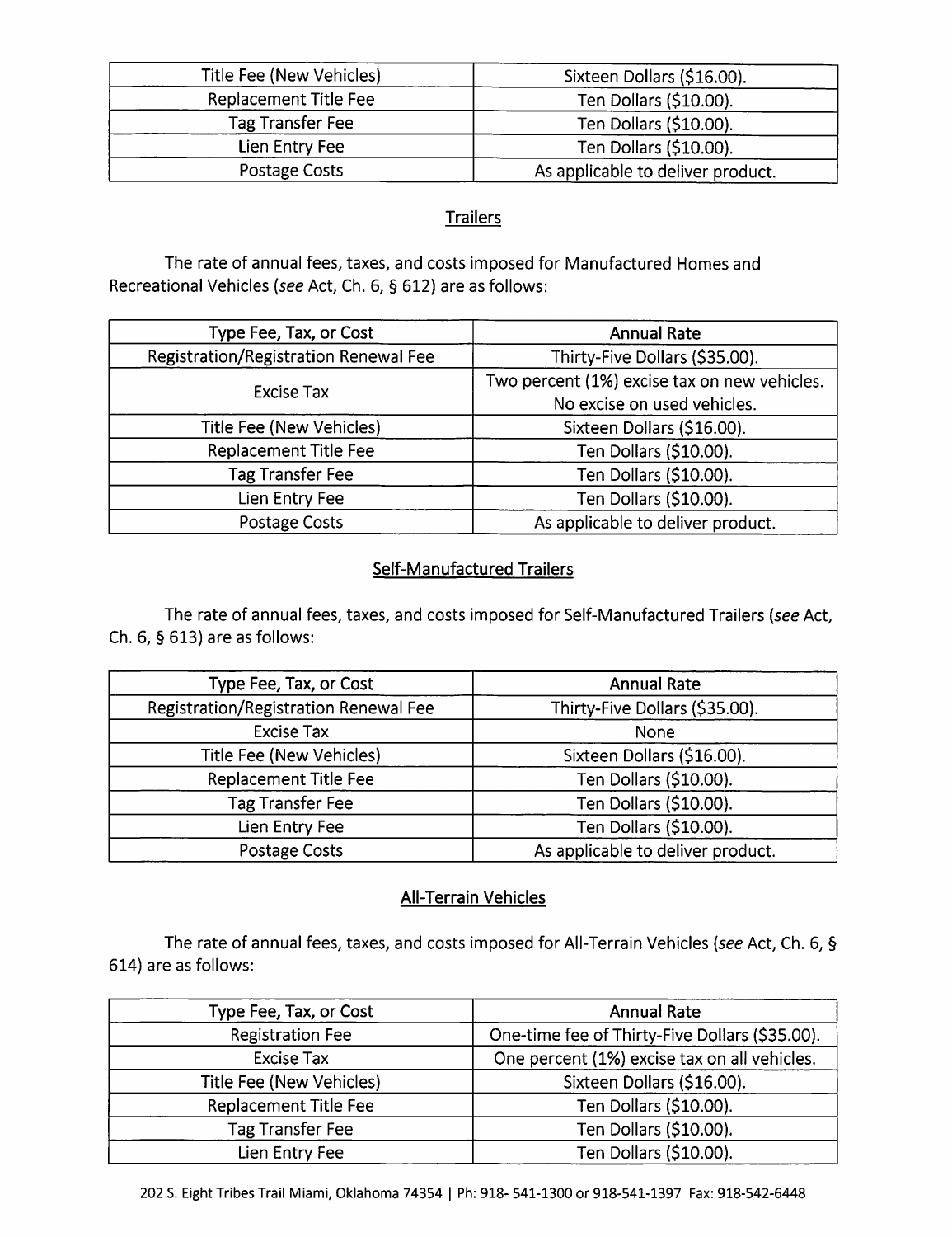| Title Fee (New Vehicles) | Sixteen Dollars ($16.00). |
| --- | --- |
| Replacement Title Fee | Ten Dollars ($10.00). |
| Tag Transfer Fee | Ten Dollars ($10.00). |
| Lien Entry Fee | Ten Dollars ($10.00). |
| Postage Costs | As applicable to deliver product. |

## Trailers

The rate of annual fees, taxes, and costs imposed for Manufactured Homes and Recreational Vehicles (*see* Act, Ch. 6, § 612) are as follows:

| Type Fee, Tax, or Cost | Annual Rate |
| --- | --- |
| Registration/Registration Renewal Fee | Thirty-Five Dollars ($35.00). |
| Excise Tax | Two percent (1%) excise tax on new vehicles. No excise on used vehicles. |
| Title Fee (New Vehicles) | Sixteen Dollars ($16.00). |
| Replacement Title Fee | Ten Dollars ($10.00). |
| Tag Transfer Fee | Ten Dollars ($10.00). |
| Lien Entry Fee | Ten Dollars ($10.00). |
| Postage Costs | As applicable to deliver product. |

## Self-Manufactured Trailers

The rate of annual fees, taxes, and costs imposed for Self-Manufactured Trailers (*see* Act, Ch. 6, § 613) are as follows:

| Type Fee, Tax, or Cost | Annual Rate |
| --- | --- |
| Registration/Registration Renewal Fee | Thirty-Five Dollars ($35.00). |
| Excise Tax | None |
| Title Fee (New Vehicles) | Sixteen Dollars ($16.00). |
| Replacement Title Fee | Ten Dollars ($10.00). |
| Tag Transfer Fee | Ten Dollars ($10.00). |
| Lien Entry Fee | Ten Dollars ($10.00). |
| Postage Costs | As applicable to deliver product. |

## All-Terrain Vehicles

The rate of annual fees, taxes, and costs imposed for All-Terrain Vehicles (*see* Act, Ch. 6, § 614) are as follows:

| Type Fee, Tax, or Cost | Annual Rate |
| --- | --- |
| Registration Fee | One-time fee of Thirty-Five Dollars ($35.00). |
| Excise Tax | One percent (1%) excise tax on all vehicles. |
| Title Fee (New Vehicles) | Sixteen Dollars ($16.00). |
| Replacement Title Fee | Ten Dollars ($10.00). |
| Tag Transfer Fee | Ten Dollars ($10.00). |
| Lien Entry Fee | Ten Dollars ($10.00). |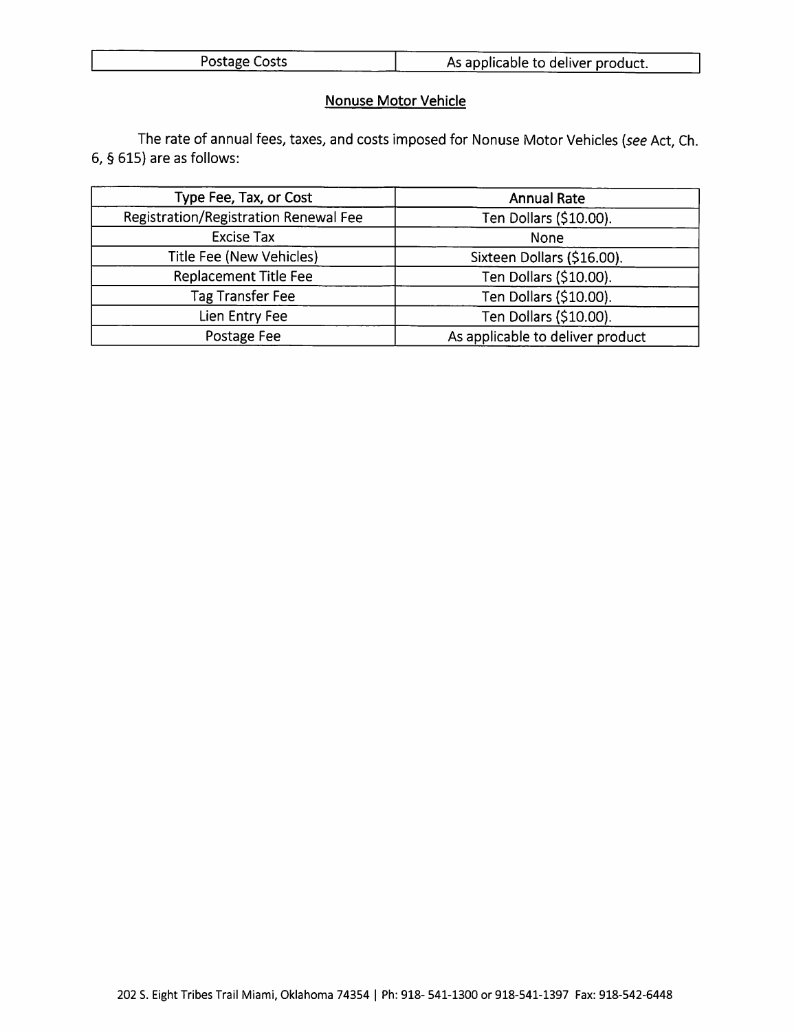| | |
|---|---|
| Postage Costs | As applicable to deliver product. |

## Nonuse Motor Vehicle

The rate of annual fees, taxes, and costs imposed for Nonuse Motor Vehicles (*see* Act, Ch. 6, § 615) are as follows:

| Type Fee, Tax, or Cost | Annual Rate |
|---|---|
| Registration/Registration Renewal Fee | Ten Dollars ($10.00). |
| Excise Tax | None |
| Title Fee (New Vehicles) | Sixteen Dollars ($16.00). |
| Replacement Title Fee | Ten Dollars ($10.00). |
| Tag Transfer Fee | Ten Dollars ($10.00). |
| Lien Entry Fee | Ten Dollars ($10.00). |
| Postage Fee | As applicable to deliver product |